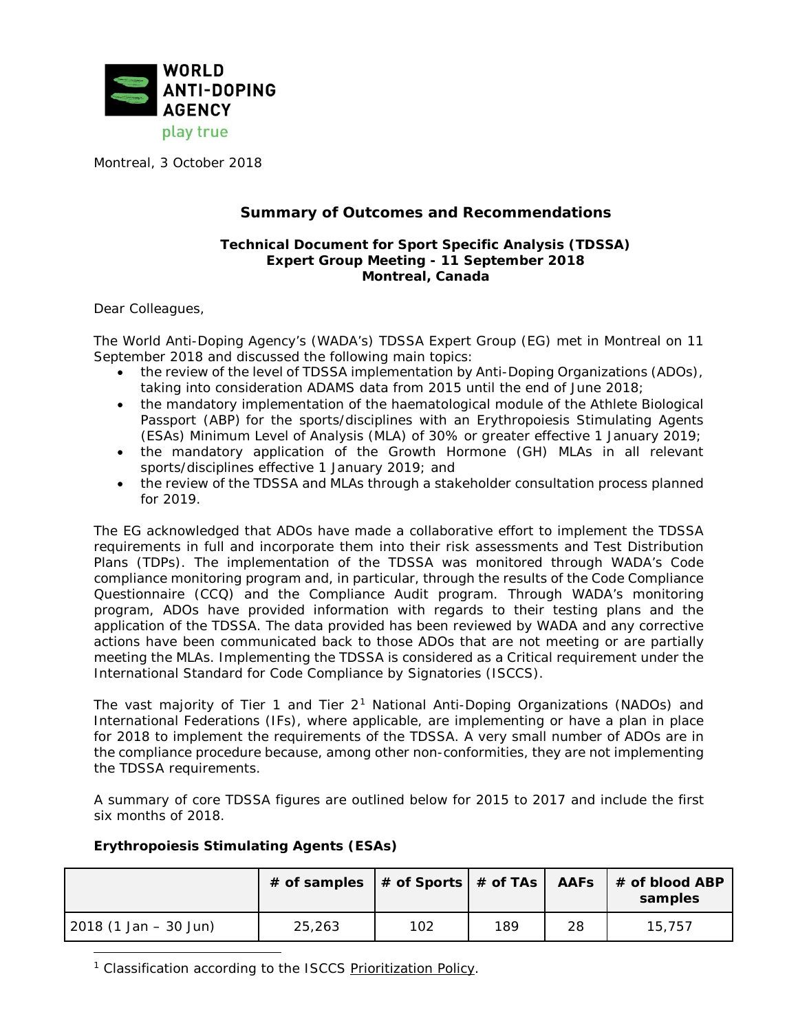WORLD ANTI-DOPING AGENCY

play true

Montreal, 3 October 2018

## Summary of Outcomes and Recommendations

### Technical Document for Sport Specific Analysis (TDSSA) Expert Group Meeting - 11 September 2018 Montreal, Canada

Dear Colleagues,

The World Anti-Doping Agency's (WADA's) TDSSA Expert Group (EG) met in Montreal on 11 September 2018 and discussed the following main topics:

- the review of the level of TDSSA implementation by Anti-Doping Organizations (ADOs), taking into consideration ADAMS data from 2015 until the end of June 2018;
- the mandatory implementation of the haematological module of the Athlete Biological Passport (ABP) for the sports/disciplines with an Erythropoiesis Stimulating Agents (ESAs) Minimum Level of Analysis (MLA) of 30% or greater effective 1 January 2019;
- the mandatory application of the Growth Hormone (GH) MLAs in all relevant sports/disciplines effective 1 January 2019; and
- the review of the TDSSA and MLAs through a stakeholder consultation process planned for 2019.

The EG acknowledged that ADOs have made a collaborative effort to implement the TDSSA requirements in full and incorporate them into their risk assessments and Test Distribution Plans (TDPs). The implementation of the TDSSA was monitored through WADA's Code compliance monitoring program and, in particular, through the results of the Code Compliance Questionnaire (CCQ) and the Compliance Audit program. Through WADA's monitoring program, ADOs have provided information with regards to their testing plans and the application of the TDSSA. The data provided has been reviewed by WADA and any corrective actions have been communicated back to those ADOs that are not meeting or are partially meeting the MLAs. Implementing the TDSSA is considered as a Critical requirement under the International Standard for Code Compliance by Signatories (ISCCS).

The vast majority of Tier 1 and Tier 2[1] National Anti-Doping Organizations (NADOs) and International Federations (IFs), where applicable, are implementing or have a plan in place for 2018 to implement the requirements of the TDSSA. A very small number of ADOs are in the compliance procedure because, among other non-conformities, they are not implementing the TDSSA requirements.

A summary of core TDSSA figures are outlined below for 2015 to 2017 and include the first six months of 2018.

**Erythropoiesis Stimulating Agents (ESAs)**

| | # of samples | # of Sports | # of TAs | AAFs | # of blood ABP samples |
|---|---|---|---|---|---|
| 2018 (1 Jan – 30 Jun) | 25,263 | 102 | 189 | 28 | 15,757 |

[1] Classification according to the ISCCS Prioritization Policy.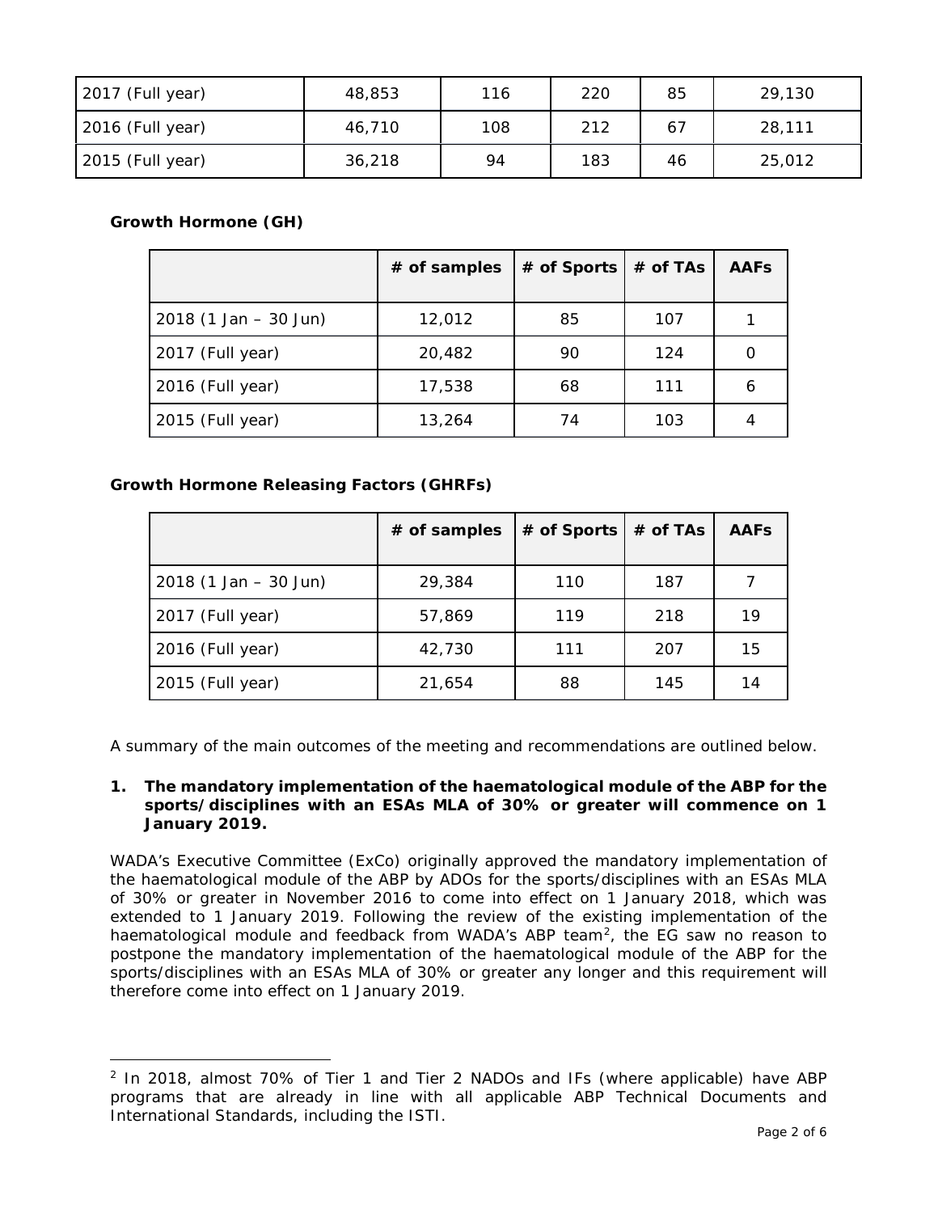| 2017 (Full year) | 48,853 | 116 | 220 | 85 | 29,130 |
|---|---|---|---|---|---|
| 2016 (Full year) | 46,710 | 108 | 212 | 67 | 28,111 |
| 2015 (Full year) | 36,218 | 94 | 183 | 46 | 25,012 |

**Growth Hormone (GH)**

| | # of samples | # of Sports | # of TAs | AAFs |
|---|---|---|---|---|
| 2018 (1 Jan – 30 Jun) | 12,012 | 85 | 107 | 1 |
| 2017 (Full year) | 20,482 | 90 | 124 | 0 |
| 2016 (Full year) | 17,538 | 68 | 111 | 6 |
| 2015 (Full year) | 13,264 | 74 | 103 | 4 |

**Growth Hormone Releasing Factors (GHRFs)**

| | # of samples | # of Sports | # of TAs | AAFs |
|---|---|---|---|---|
| 2018 (1 Jan – 30 Jun) | 29,384 | 110 | 187 | 7 |
| 2017 (Full year) | 57,869 | 119 | 218 | 19 |
| 2016 (Full year) | 42,730 | 111 | 207 | 15 |
| 2015 (Full year) | 21,654 | 88 | 145 | 14 |

A summary of the main outcomes of the meeting and recommendations are outlined below.

**1. The mandatory implementation of the haematological module of the ABP for the sports/disciplines with an ESAs MLA of 30% or greater will commence on 1 January 2019.**

WADA's Executive Committee (ExCo) originally approved the mandatory implementation of the haematological module of the ABP by ADOs for the sports/disciplines with an ESAs MLA of 30% or greater in November 2016 to come into effect on 1 January 2018, which was extended to 1 January 2019. Following the review of the existing implementation of the haematological module and feedback from WADA's ABP team[2], the EG saw no reason to postpone the mandatory implementation of the haematological module of the ABP for the sports/disciplines with an ESAs MLA of 30% or greater any longer and this requirement will therefore come into effect on 1 January 2019.

[2] In 2018, almost 70% of Tier 1 and Tier 2 NADOs and IFs (where applicable) have ABP programs that are already in line with all applicable ABP Technical Documents and International Standards, including the ISTI.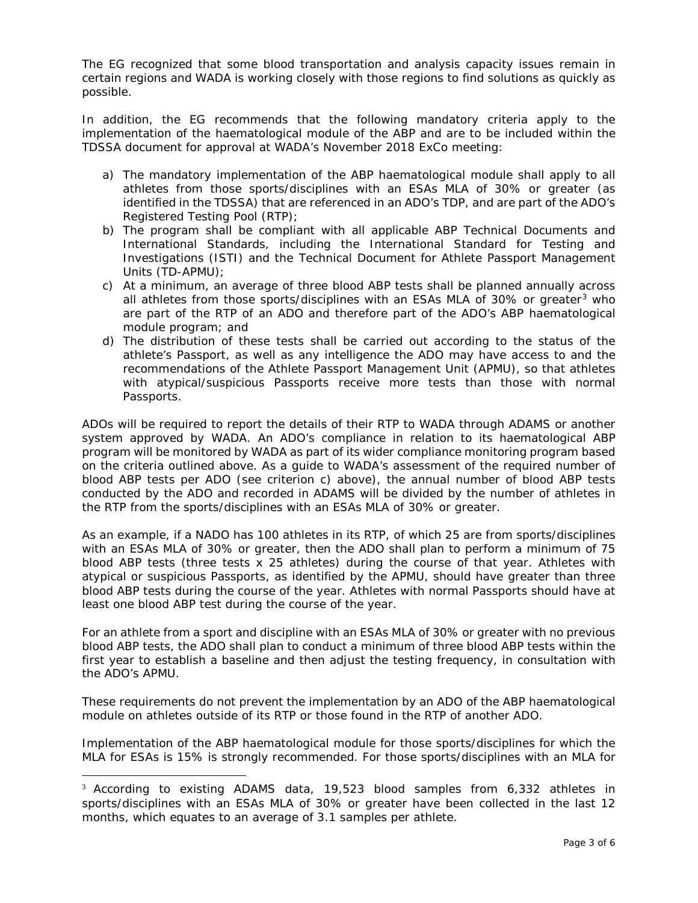The EG recognized that some blood transportation and analysis capacity issues remain in certain regions and WADA is working closely with those regions to find solutions as quickly as possible.

In addition, the EG recommends that the following mandatory criteria apply to the implementation of the haematological module of the ABP and are to be included within the TDSSA document for approval at WADA's November 2018 ExCo meeting:

a) The mandatory implementation of the ABP haematological module shall apply to all athletes from those sports/disciplines with an ESAs MLA of 30% or greater (as identified in the TDSSA) that are referenced in an ADO's TDP, and are part of the ADO's Registered Testing Pool (RTP);
b) The program shall be compliant with all applicable ABP Technical Documents and International Standards, including the International Standard for Testing and Investigations (ISTI) and the Technical Document for Athlete Passport Management Units (TD-APMU);
c) At a minimum, an average of three blood ABP tests shall be planned annually across all athletes from those sports/disciplines with an ESAs MLA of 30% or greater[3] who are part of the RTP of an ADO and therefore part of the ADO's ABP haematological module program; and
d) The distribution of these tests shall be carried out according to the status of the athlete's Passport, as well as any intelligence the ADO may have access to and the recommendations of the Athlete Passport Management Unit (APMU), so that athletes with atypical/suspicious Passports receive more tests than those with normal Passports.

ADOs will be required to report the details of their RTP to WADA through ADAMS or another system approved by WADA. An ADO's compliance in relation to its haematological ABP program will be monitored by WADA as part of its wider compliance monitoring program based on the criteria outlined above. As a guide to WADA's assessment of the required number of blood ABP tests per ADO (see criterion c) above), the annual number of blood ABP tests conducted by the ADO and recorded in ADAMS will be divided by the number of athletes in the RTP from the sports/disciplines with an ESAs MLA of 30% or greater.

As an example, if a NADO has 100 athletes in its RTP, of which 25 are from sports/disciplines with an ESAs MLA of 30% or greater, then the ADO shall plan to perform a minimum of 75 blood ABP tests (three tests x 25 athletes) during the course of that year. Athletes with atypical or suspicious Passports, as identified by the APMU, should have greater than three blood ABP tests during the course of the year. Athletes with normal Passports should have at least one blood ABP test during the course of the year.

For an athlete from a sport and discipline with an ESAs MLA of 30% or greater with no previous blood ABP tests, the ADO shall plan to conduct a minimum of three blood ABP tests within the first year to establish a baseline and then adjust the testing frequency, in consultation with the ADO's APMU.

These requirements do not prevent the implementation by an ADO of the ABP haematological module on athletes outside of its RTP or those found in the RTP of another ADO.

Implementation of the ABP haematological module for those sports/disciplines for which the MLA for ESAs is 15% is strongly recommended. For those sports/disciplines with an MLA for

[3] According to existing ADAMS data, 19,523 blood samples from 6,332 athletes in sports/disciplines with an ESAs MLA of 30% or greater have been collected in the last 12 months, which equates to an average of 3.1 samples per athlete.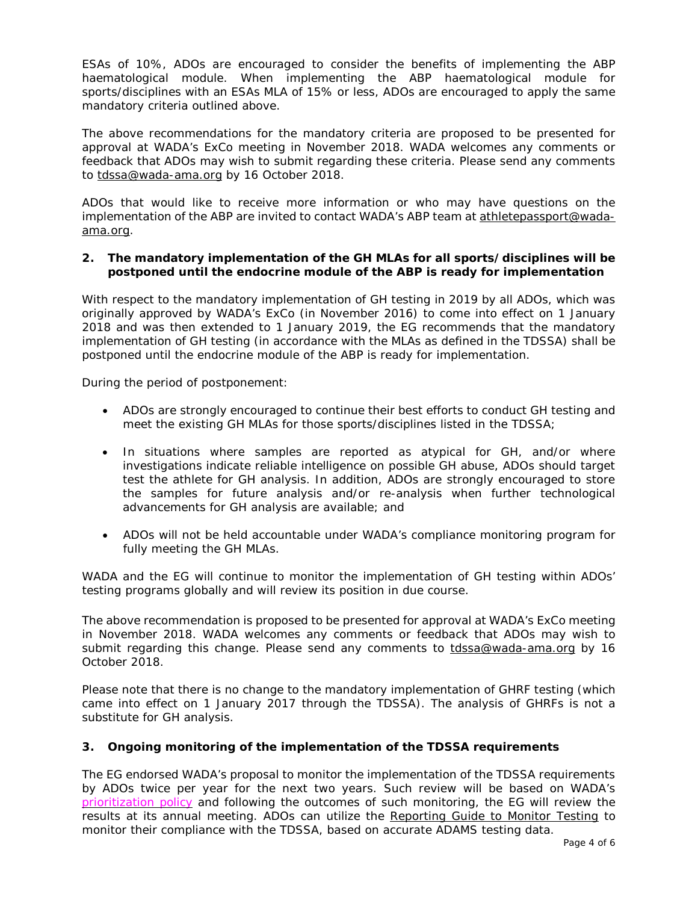ESAs of 10%, ADOs are encouraged to consider the benefits of implementing the ABP haematological module. When implementing the ABP haematological module for sports/disciplines with an ESAs MLA of 15% or less, ADOs are encouraged to apply the same mandatory criteria outlined above.

The above recommendations for the mandatory criteria are proposed to be presented for approval at WADA's ExCo meeting in November 2018. WADA welcomes any comments or feedback that ADOs may wish to submit regarding these criteria. Please send any comments to tdssa@wada-ama.org by 16 October 2018.

ADOs that would like to receive more information or who may have questions on the implementation of the ABP are invited to contact WADA's ABP team at athletepassport@wada-ama.org.

**2. The mandatory implementation of the GH MLAs for all sports/disciplines will be postponed until the endocrine module of the ABP is ready for implementation**

With respect to the mandatory implementation of GH testing in 2019 by all ADOs, which was originally approved by WADA's ExCo (in November 2016) to come into effect on 1 January 2018 and was then extended to 1 January 2019, the EG recommends that the mandatory implementation of GH testing (in accordance with the MLAs as defined in the TDSSA) shall be postponed until the endocrine module of the ABP is ready for implementation.

During the period of postponement:

- ADOs are strongly encouraged to continue their best efforts to conduct GH testing and meet the existing GH MLAs for those sports/disciplines listed in the TDSSA;
- In situations where samples are reported as atypical for GH, and/or where investigations indicate reliable intelligence on possible GH abuse, ADOs should target test the athlete for GH analysis. In addition, ADOs are strongly encouraged to store the samples for future analysis and/or re-analysis when further technological advancements for GH analysis are available; and
- ADOs will not be held accountable under WADA's compliance monitoring program for fully meeting the GH MLAs.

WADA and the EG will continue to monitor the implementation of GH testing within ADOs' testing programs globally and will review its position in due course.

The above recommendation is proposed to be presented for approval at WADA's ExCo meeting in November 2018. WADA welcomes any comments or feedback that ADOs may wish to submit regarding this change. Please send any comments to tdssa@wada-ama.org by 16 October 2018.

Please note that there is no change to the mandatory implementation of GHRF testing (which came into effect on 1 January 2017 through the TDSSA). The analysis of GHRFs is not a substitute for GH analysis.

**3. Ongoing monitoring of the implementation of the TDSSA requirements**

The EG endorsed WADA's proposal to monitor the implementation of the TDSSA requirements by ADOs twice per year for the next two years. Such review will be based on WADA's prioritization policy and following the outcomes of such monitoring, the EG will review the results at its annual meeting. ADOs can utilize the Reporting Guide to Monitor Testing to monitor their compliance with the TDSSA, based on accurate ADAMS testing data.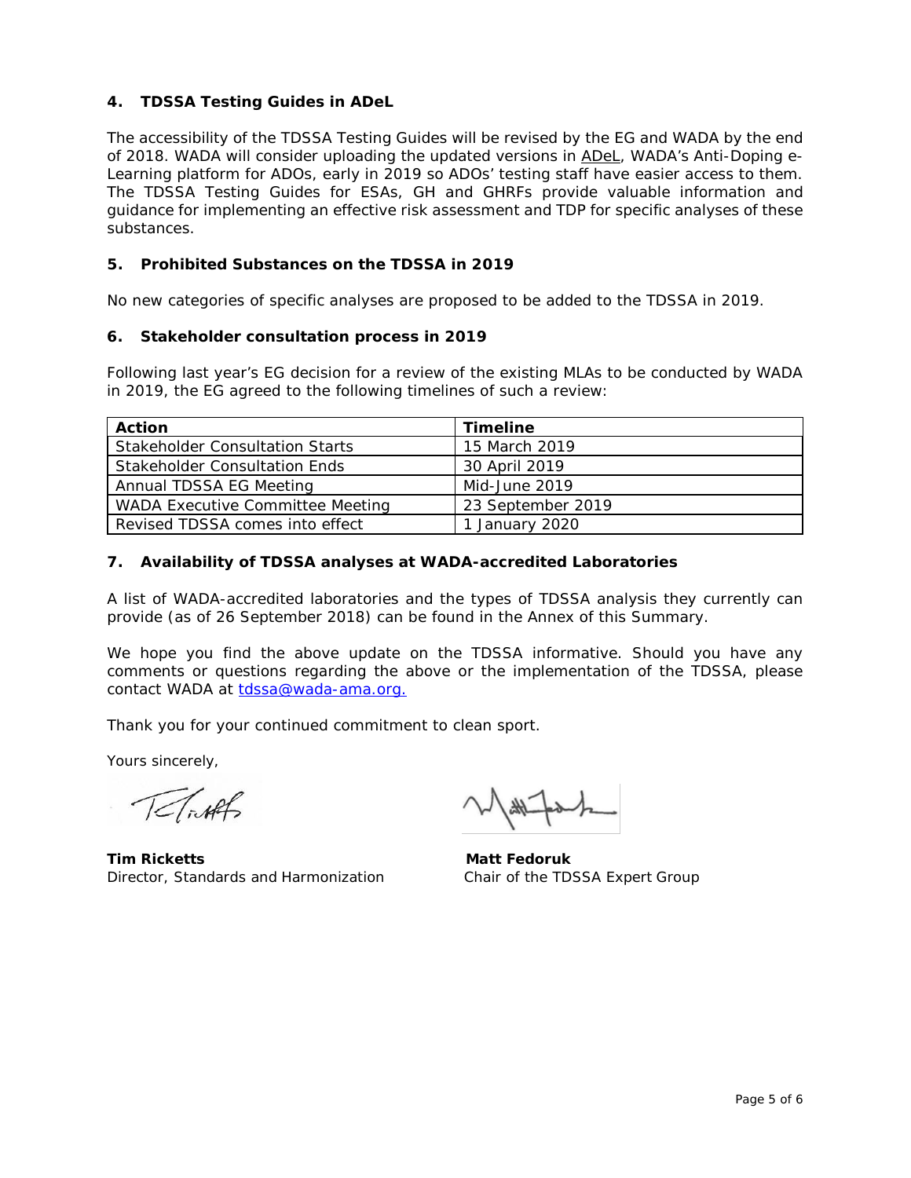## 4. TDSSA Testing Guides in ADeL

The accessibility of the TDSSA Testing Guides will be revised by the EG and WADA by the end of 2018. WADA will consider uploading the updated versions in ADeL, WADA's Anti-Doping e-Learning platform for ADOs, early in 2019 so ADOs' testing staff have easier access to them. The TDSSA Testing Guides for ESAs, GH and GHRFs provide valuable information and guidance for implementing an effective risk assessment and TDP for specific analyses of these substances.

## 5. Prohibited Substances on the TDSSA in 2019

No new categories of specific analyses are proposed to be added to the TDSSA in 2019.

## 6. Stakeholder consultation process in 2019

Following last year's EG decision for a review of the existing MLAs to be conducted by WADA in 2019, the EG agreed to the following timelines of such a review:

| Action | Timeline |
|---|---|
| Stakeholder Consultation Starts | 15 March 2019 |
| Stakeholder Consultation Ends | 30 April 2019 |
| Annual TDSSA EG Meeting | Mid-June 2019 |
| WADA Executive Committee Meeting | 23 September 2019 |
| Revised TDSSA comes into effect | 1 January 2020 |

## 7. Availability of TDSSA analyses at WADA-accredited Laboratories

A list of WADA-accredited laboratories and the types of TDSSA analysis they currently can provide (as of 26 September 2018) can be found in the Annex of this Summary.

We hope you find the above update on the TDSSA informative. Should you have any comments or questions regarding the above or the implementation of the TDSSA, please contact WADA at tdssa@wada-ama.org.

Thank you for your continued commitment to clean sport.

Yours sincerely,

**Tim Ricketts**
Director, Standards and Harmonization

**Matt Fedoruk**
Chair of the TDSSA Expert Group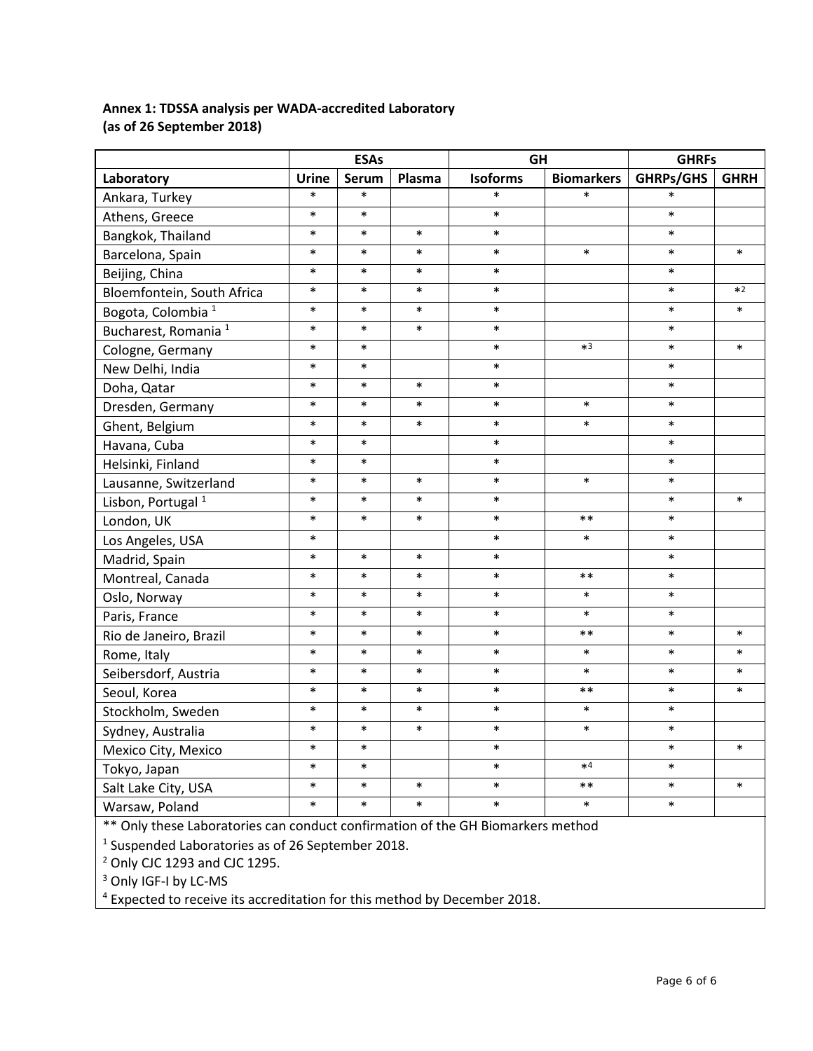**Annex 1: TDSSA analysis per WADA-accredited Laboratory (as of 26 September 2018)**

| | ESAs | | | GH | | GHRFs | |
|---|---|---|---|---|---|---|---|
| **Laboratory** | **Urine** | **Serum** | **Plasma** | **Isoforms** | **Biomarkers** | **GHRPs/GHS** | **GHRH** |
| Ankara, Turkey | * | * | | * | * | * | |
| Athens, Greece | * | * | | * | | * | |
| Bangkok, Thailand | * | * | * | * | | * | |
| Barcelona, Spain | * | * | * | * | * | * | * |
| Beijing, China | * | * | * | * | | * | |
| Bloemfontein, South Africa | * | * | * | * | | * | *[2] |
| Bogota, Colombia [1] | * | * | * | * | | * | * |
| Bucharest, Romania [1] | * | * | * | * | | * | |
| Cologne, Germany | * | * | | * | *[3] | * | * |
| New Delhi, India | * | * | | * | | * | |
| Doha, Qatar | * | * | * | * | | * | |
| Dresden, Germany | * | * | * | * | * | * | |
| Ghent, Belgium | * | * | * | * | * | * | |
| Havana, Cuba | * | * | | * | | * | |
| Helsinki, Finland | * | * | | * | | * | |
| Lausanne, Switzerland | * | * | * | * | * | * | |
| Lisbon, Portugal [1] | * | * | * | * | | * | * |
| London, UK | * | * | * | * | ** | * | |
| Los Angeles, USA | * | | | * | * | * | |
| Madrid, Spain | * | * | * | * | | * | |
| Montreal, Canada | * | * | * | * | ** | * | |
| Oslo, Norway | * | * | * | * | * | * | |
| Paris, France | * | * | * | * | * | * | |
| Rio de Janeiro, Brazil | * | * | * | * | ** | * | * |
| Rome, Italy | * | * | * | * | * | * | * |
| Seibersdorf, Austria | * | * | * | * | * | * | * |
| Seoul, Korea | * | * | * | * | ** | * | * |
| Stockholm, Sweden | * | * | * | * | * | * | |
| Sydney, Australia | * | * | * | * | * | * | |
| Mexico City, Mexico | * | * | | * | | * | * |
| Tokyo, Japan | * | * | | * | *[4] | * | |
| Salt Lake City, USA | * | * | * | * | ** | * | * |
| Warsaw, Poland | * | * | * | * | * | * | |

** Only these Laboratories can conduct confirmation of the GH Biomarkers method

[1] Suspended Laboratories as of 26 September 2018.

[2] Only CJC 1293 and CJC 1295.

[3] Only IGF-I by LC-MS

[4] Expected to receive its accreditation for this method by December 2018.